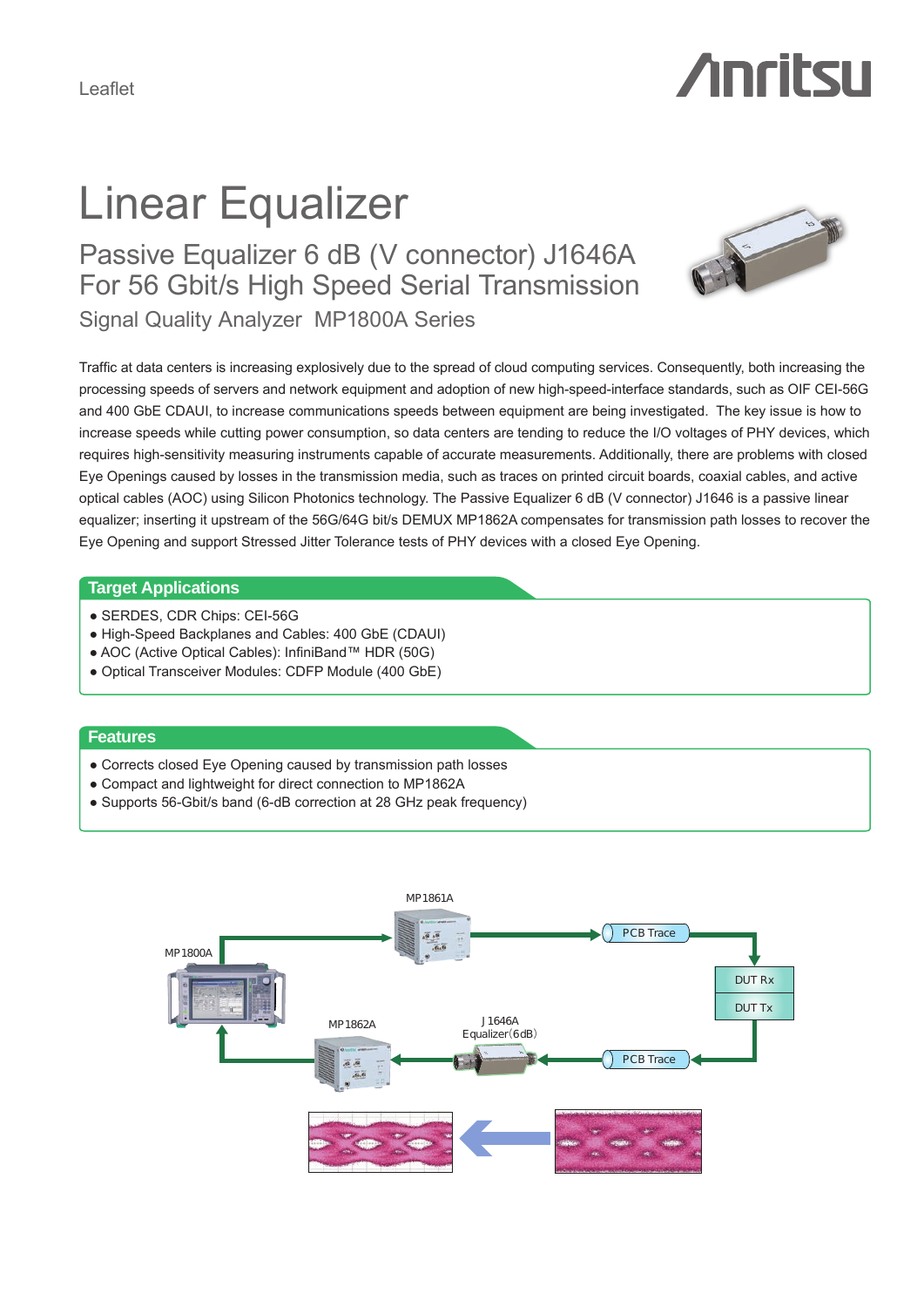Leaflet

# Linear Equalizer

## Passive Equalizer 6 dB (V connector) J1646A
## For 56 Gbit/s High Speed Serial Transmission

### Signal Quality Analyzer MP1800A Series

Traffic at data centers is increasing explosively due to the spread of cloud computing services. Consequently, both increasing the processing speeds of servers and network equipment and adoption of new high-speed-interface standards, such as OIF CEI-56G and 400 GbE CDAUI, to increase communications speeds between equipment are being investigated. The key issue is how to increase speeds while cutting power consumption, so data centers are tending to reduce the I/O voltages of PHY devices, which requires high-sensitivity measuring instruments capable of accurate measurements. Additionally, there are problems with closed Eye Openings caused by losses in the transmission media, such as traces on printed circuit boards, coaxial cables, and active optical cables (AOC) using Silicon Photonics technology. The Passive Equalizer 6 dB (V connector) J1646 is a passive linear equalizer; inserting it upstream of the 56G/64G bit/s DEMUX MP1862A compensates for transmission path losses to recover the Eye Opening and support Stressed Jitter Tolerance tests of PHY devices with a closed Eye Opening.

## Target Applications

- SERDES, CDR Chips: CEI-56G
- High-Speed Backplanes and Cables: 400 GbE (CDAUI)
- AOC (Active Optical Cables): InfiniBand™ HDR (50G)
- Optical Transceiver Modules: CDFP Module (400 GbE)

## Features

- Corrects closed Eye Opening caused by transmission path losses
- Compact and lightweight for direct connection to MP1862A
- Supports 56-Gbit/s band (6-dB correction at 28 GHz peak frequency)

MP1861A

MP1800A

PCB Trace

DUT Rx

DUT Tx

MP1862A

J1646A
Equalizer(6dB)

PCB Trace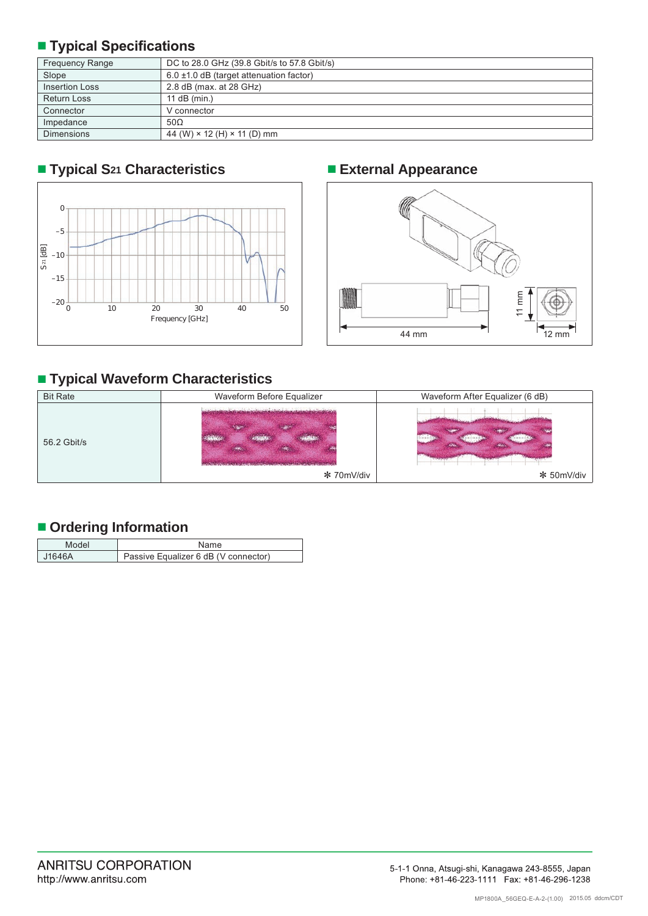## ■ Typical Specifications

| | |
|---|---|
| Frequency Range | DC to 28.0 GHz (39.8 Gbit/s to 57.8 Gbit/s) |
| Slope | 6.0 ±1.0 dB (target attenuation factor) |
| Insertion Loss | 2.8 dB (max. at 28 GHz) |
| Return Loss | 11 dB (min.) |
| Connector | V connector |
| Impedance | 50Ω |
| Dimensions | 44 (W) × 12 (H) × 11 (D) mm |

## ■ Typical $S_{21}$ Characteristics

0
−5
−10
−15
−20
$S_{21}$ [dB]
0
10
20
30
40
50
Frequency [GHz]

## ■ External Appearance

44 mm
11 mm
12 mm

## ■ Typical Waveform Characteristics

| Bit Rate | Waveform Before Equalizer | Waveform After Equalizer (6 dB) |
|---|---|---|
| 56.2 Gbit/s | ✻ 70mV/div | ✻ 50mV/div |

## ■ Ordering Information

| Model | Name |
|---|---|
| J1646A | Passive Equalizer 6 dB (V connector) |

ANRITSU CORPORATION
http://www.anritsu.com

5-1-1 Onna, Atsugi-shi, Kanagawa 243-8555, Japan
Phone: +81-46-223-1111 Fax: +81-46-296-1238

MP1800A_56GEQ-E-A-2-(1.00) 2015.05 ddcm/CDT